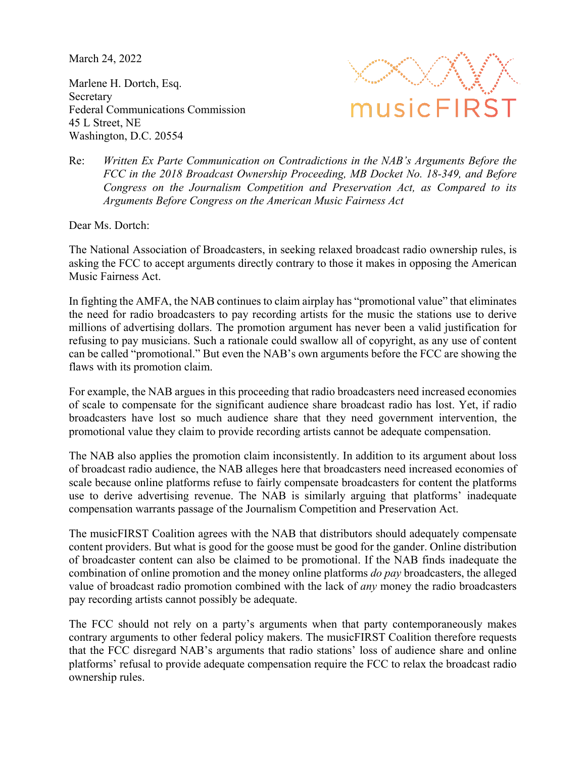March 24, 2022

Marlene H. Dortch, Esq.
Secretary
Federal Communications Commission
45 L Street, NE
Washington, D.C. 20554

musicFIRST

Re: *Written Ex Parte Communication on Contradictions in the NAB's Arguments Before the FCC in the 2018 Broadcast Ownership Proceeding, MB Docket No. 18-349, and Before Congress on the Journalism Competition and Preservation Act, as Compared to its Arguments Before Congress on the American Music Fairness Act*

Dear Ms. Dortch:

The National Association of Broadcasters, in seeking relaxed broadcast radio ownership rules, is asking the FCC to accept arguments directly contrary to those it makes in opposing the American Music Fairness Act.

In fighting the AMFA, the NAB continues to claim airplay has "promotional value" that eliminates the need for radio broadcasters to pay recording artists for the music the stations use to derive millions of advertising dollars. The promotion argument has never been a valid justification for refusing to pay musicians. Such a rationale could swallow all of copyright, as any use of content can be called "promotional." But even the NAB's own arguments before the FCC are showing the flaws with its promotion claim.

For example, the NAB argues in this proceeding that radio broadcasters need increased economies of scale to compensate for the significant audience share broadcast radio has lost. Yet, if radio broadcasters have lost so much audience share that they need government intervention, the promotional value they claim to provide recording artists cannot be adequate compensation.

The NAB also applies the promotion claim inconsistently. In addition to its argument about loss of broadcast radio audience, the NAB alleges here that broadcasters need increased economies of scale because online platforms refuse to fairly compensate broadcasters for content the platforms use to derive advertising revenue. The NAB is similarly arguing that platforms' inadequate compensation warrants passage of the Journalism Competition and Preservation Act.

The musicFIRST Coalition agrees with the NAB that distributors should adequately compensate content providers. But what is good for the goose must be good for the gander. Online distribution of broadcaster content can also be claimed to be promotional. If the NAB finds inadequate the combination of online promotion and the money online platforms *do pay* broadcasters, the alleged value of broadcast radio promotion combined with the lack of *any* money the radio broadcasters pay recording artists cannot possibly be adequate.

The FCC should not rely on a party's arguments when that party contemporaneously makes contrary arguments to other federal policy makers. The musicFIRST Coalition therefore requests that the FCC disregard NAB's arguments that radio stations' loss of audience share and online platforms' refusal to provide adequate compensation require the FCC to relax the broadcast radio ownership rules.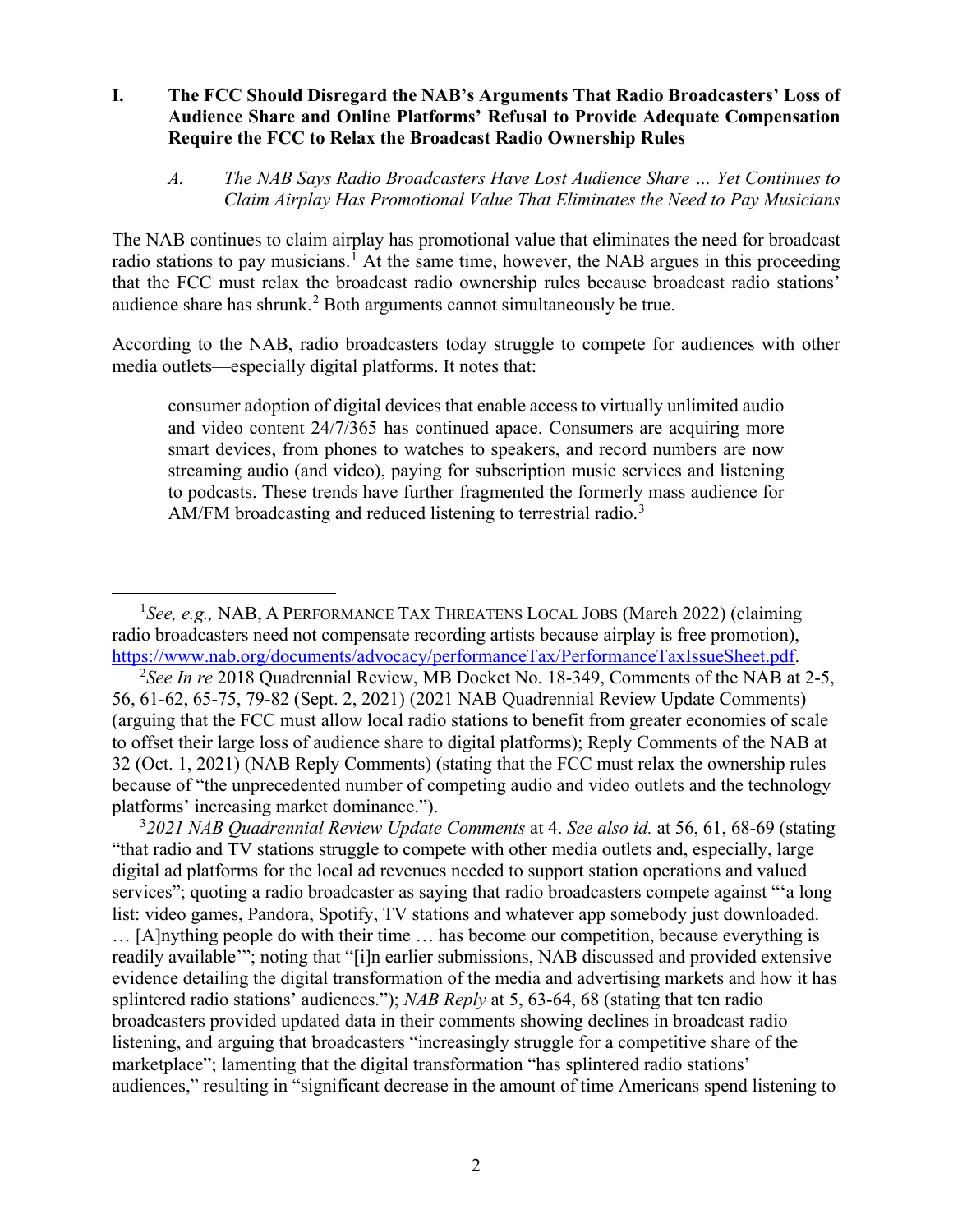## I. The FCC Should Disregard the NAB's Arguments That Radio Broadcasters' Loss of Audience Share and Online Platforms' Refusal to Provide Adequate Compensation Require the FCC to Relax the Broadcast Radio Ownership Rules

### *A. The NAB Says Radio Broadcasters Have Lost Audience Share … Yet Continues to Claim Airplay Has Promotional Value That Eliminates the Need to Pay Musicians*

The NAB continues to claim airplay has promotional value that eliminates the need for broadcast radio stations to pay musicians.[1] At the same time, however, the NAB argues in this proceeding that the FCC must relax the broadcast radio ownership rules because broadcast radio stations' audience share has shrunk.[2] Both arguments cannot simultaneously be true.

According to the NAB, radio broadcasters today struggle to compete for audiences with other media outlets—especially digital platforms. It notes that:

> consumer adoption of digital devices that enable access to virtually unlimited audio and video content 24/7/365 has continued apace. Consumers are acquiring more smart devices, from phones to watches to speakers, and record numbers are now streaming audio (and video), paying for subscription music services and listening to podcasts. These trends have further fragmented the formerly mass audience for AM/FM broadcasting and reduced listening to terrestrial radio.[3]

---

[1] *See, e.g.,* NAB, A PERFORMANCE TAX THREATENS LOCAL JOBS (March 2022) (claiming radio broadcasters need not compensate recording artists because airplay is free promotion), https://www.nab.org/documents/advocacy/performanceTax/PerformanceTaxIssueSheet.pdf.

[2] *See In re* 2018 Quadrennial Review, MB Docket No. 18-349, Comments of the NAB at 2-5, 56, 61-62, 65-75, 79-82 (Sept. 2, 2021) (2021 NAB Quadrennial Review Update Comments) (arguing that the FCC must allow local radio stations to benefit from greater economies of scale to offset their large loss of audience share to digital platforms); Reply Comments of the NAB at 32 (Oct. 1, 2021) (NAB Reply Comments) (stating that the FCC must relax the ownership rules because of "the unprecedented number of competing audio and video outlets and the technology platforms' increasing market dominance.").

[3] *2021 NAB Quadrennial Review Update Comments* at 4. *See also id.* at 56, 61, 68-69 (stating "that radio and TV stations struggle to compete with other media outlets and, especially, large digital ad platforms for the local ad revenues needed to support station operations and valued services"; quoting a radio broadcaster as saying that radio broadcasters compete against "'a long list: video games, Pandora, Spotify, TV stations and whatever app somebody just downloaded. … [A]nything people do with their time … has become our competition, because everything is readily available'"; noting that "[i]n earlier submissions, NAB discussed and provided extensive evidence detailing the digital transformation of the media and advertising markets and how it has splintered radio stations' audiences."); *NAB Reply* at 5, 63-64, 68 (stating that ten radio broadcasters provided updated data in their comments showing declines in broadcast radio listening, and arguing that broadcasters "increasingly struggle for a competitive share of the marketplace"; lamenting that the digital transformation "has splintered radio stations' audiences," resulting in "significant decrease in the amount of time Americans spend listening to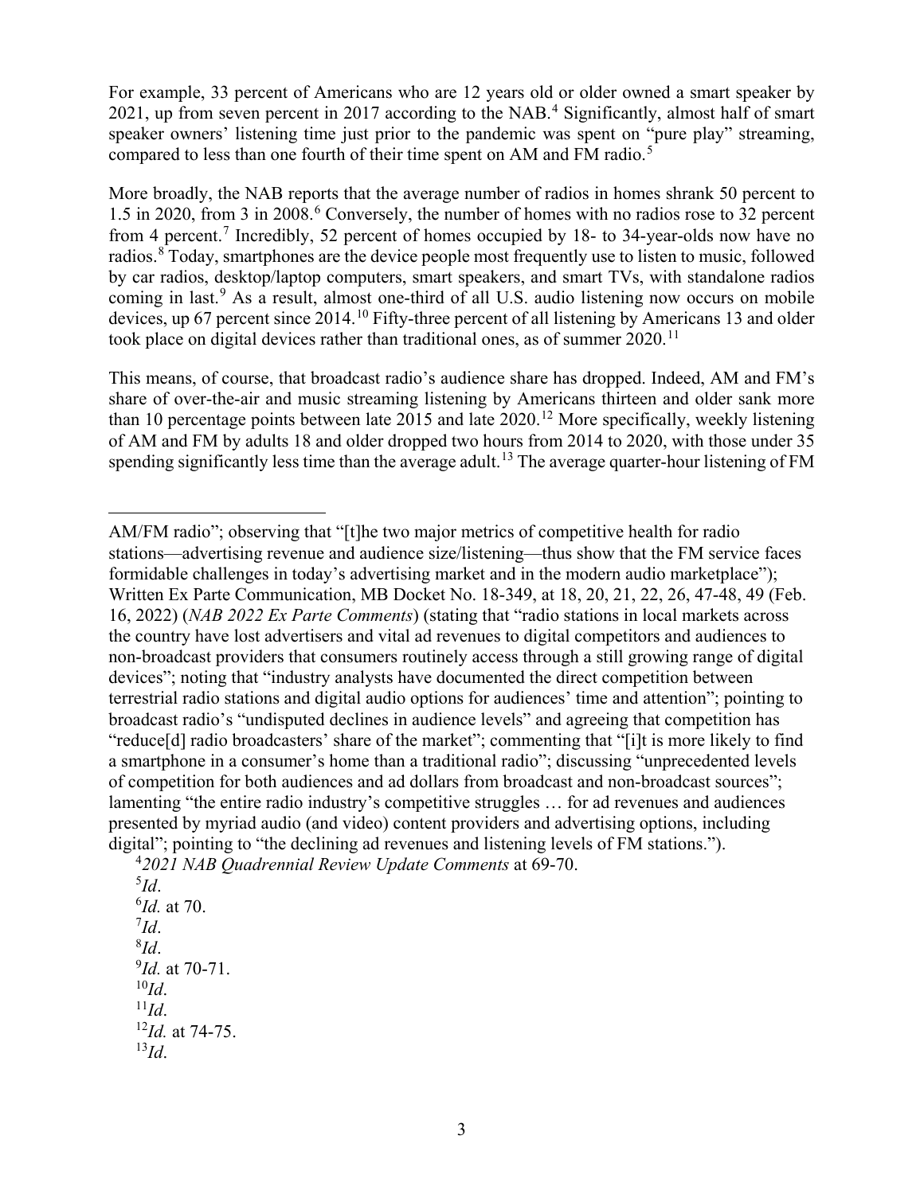For example, 33 percent of Americans who are 12 years old or older owned a smart speaker by 2021, up from seven percent in 2017 according to the NAB.[4] Significantly, almost half of smart speaker owners' listening time just prior to the pandemic was spent on "pure play" streaming, compared to less than one fourth of their time spent on AM and FM radio.[5]

More broadly, the NAB reports that the average number of radios in homes shrank 50 percent to 1.5 in 2020, from 3 in 2008.[6] Conversely, the number of homes with no radios rose to 32 percent from 4 percent.[7] Incredibly, 52 percent of homes occupied by 18- to 34-year-olds now have no radios.[8] Today, smartphones are the device people most frequently use to listen to music, followed by car radios, desktop/laptop computers, smart speakers, and smart TVs, with standalone radios coming in last.[9] As a result, almost one-third of all U.S. audio listening now occurs on mobile devices, up 67 percent since 2014.[10] Fifty-three percent of all listening by Americans 13 and older took place on digital devices rather than traditional ones, as of summer 2020.[11]

This means, of course, that broadcast radio's audience share has dropped. Indeed, AM and FM's share of over-the-air and music streaming listening by Americans thirteen and older sank more than 10 percentage points between late 2015 and late 2020.[12] More specifically, weekly listening of AM and FM by adults 18 and older dropped two hours from 2014 to 2020, with those under 35 spending significantly less time than the average adult.[13] The average quarter-hour listening of FM

---

AM/FM radio"; observing that "[t]he two major metrics of competitive health for radio stations—advertising revenue and audience size/listening—thus show that the FM service faces formidable challenges in today's advertising market and in the modern audio marketplace"); Written Ex Parte Communication, MB Docket No. 18-349, at 18, 20, 21, 22, 26, 47-48, 49 (Feb. 16, 2022) (*NAB 2022 Ex Parte Comments*) (stating that "radio stations in local markets across the country have lost advertisers and vital ad revenues to digital competitors and audiences to non-broadcast providers that consumers routinely access through a still growing range of digital devices"; noting that "industry analysts have documented the direct competition between terrestrial radio stations and digital audio options for audiences' time and attention"; pointing to broadcast radio's "undisputed declines in audience levels" and agreeing that competition has "reduce[d] radio broadcasters' share of the market"; commenting that "[i]t is more likely to find a smartphone in a consumer's home than a traditional radio"; discussing "unprecedented levels of competition for both audiences and ad dollars from broadcast and non-broadcast sources"; lamenting "the entire radio industry's competitive struggles … for ad revenues and audiences presented by myriad audio (and video) content providers and advertising options, including digital"; pointing to "the declining ad revenues and listening levels of FM stations.").

[4] *2021 NAB Quadrennial Review Update Comments* at 69-70.

[5] *Id*.

[6] *Id.* at 70.

[7] *Id*.

[8] *Id*.

[9] *Id.* at 70-71.

[10] *Id*.

[11] *Id*.

[12] *Id.* at 74-75.

[13] *Id*.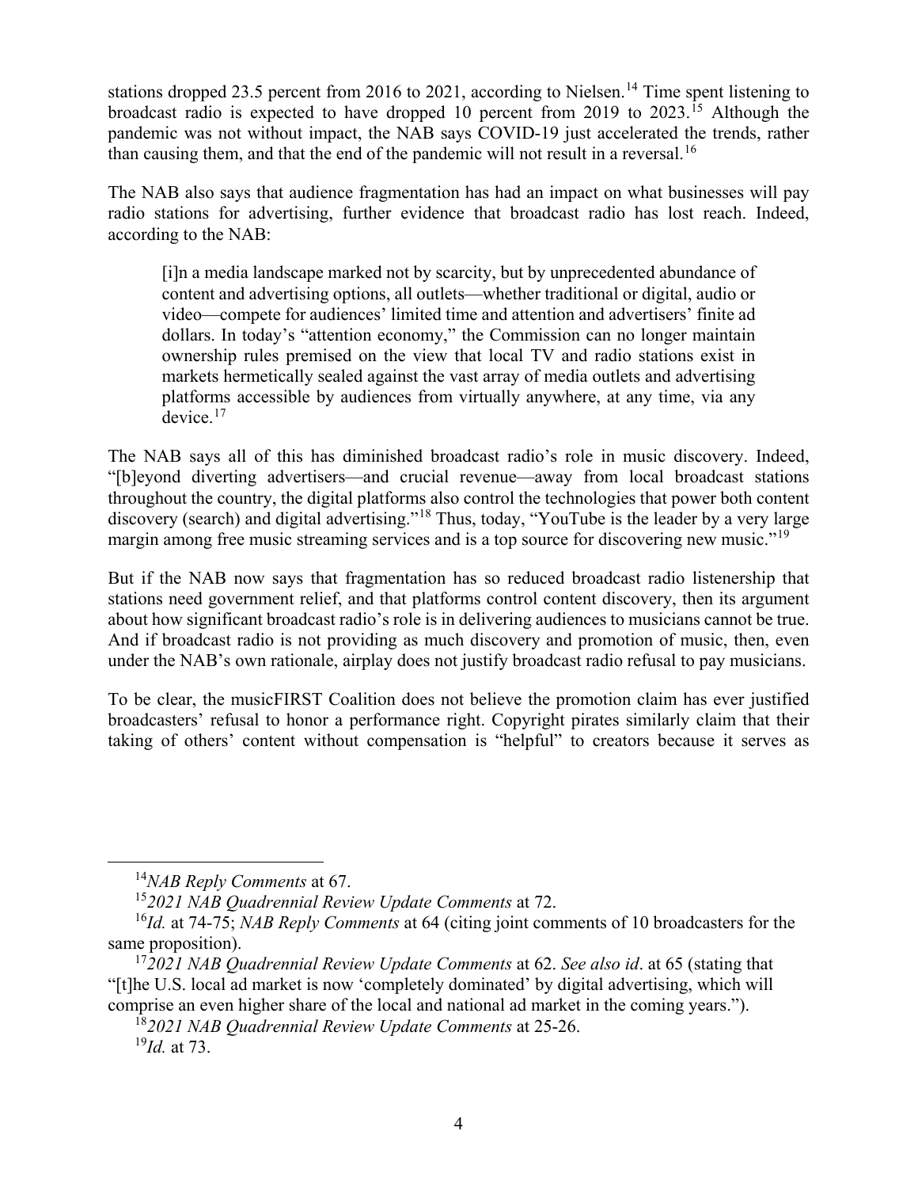stations dropped 23.5 percent from 2016 to 2021, according to Nielsen.[14] Time spent listening to broadcast radio is expected to have dropped 10 percent from 2019 to 2023.[15] Although the pandemic was not without impact, the NAB says COVID-19 just accelerated the trends, rather than causing them, and that the end of the pandemic will not result in a reversal.[16]

The NAB also says that audience fragmentation has had an impact on what businesses will pay radio stations for advertising, further evidence that broadcast radio has lost reach. Indeed, according to the NAB:

> [i]n a media landscape marked not by scarcity, but by unprecedented abundance of content and advertising options, all outlets—whether traditional or digital, audio or video—compete for audiences' limited time and attention and advertisers' finite ad dollars. In today's "attention economy," the Commission can no longer maintain ownership rules premised on the view that local TV and radio stations exist in markets hermetically sealed against the vast array of media outlets and advertising platforms accessible by audiences from virtually anywhere, at any time, via any device.[17]

The NAB says all of this has diminished broadcast radio's role in music discovery. Indeed, "[b]eyond diverting advertisers—and crucial revenue—away from local broadcast stations throughout the country, the digital platforms also control the technologies that power both content discovery (search) and digital advertising."[18] Thus, today, "YouTube is the leader by a very large margin among free music streaming services and is a top source for discovering new music."[19]

But if the NAB now says that fragmentation has so reduced broadcast radio listenership that stations need government relief, and that platforms control content discovery, then its argument about how significant broadcast radio's role is in delivering audiences to musicians cannot be true. And if broadcast radio is not providing as much discovery and promotion of music, then, even under the NAB's own rationale, airplay does not justify broadcast radio refusal to pay musicians.

To be clear, the musicFIRST Coalition does not believe the promotion claim has ever justified broadcasters' refusal to honor a performance right. Copyright pirates similarly claim that their taking of others' content without compensation is "helpful" to creators because it serves as

---

[14] *NAB Reply Comments* at 67.

[15] *2021 NAB Quadrennial Review Update Comments* at 72.

[16] *Id.* at 74-75; *NAB Reply Comments* at 64 (citing joint comments of 10 broadcasters for the same proposition).

[17] *2021 NAB Quadrennial Review Update Comments* at 62. *See also id*. at 65 (stating that "[t]he U.S. local ad market is now 'completely dominated' by digital advertising, which will comprise an even higher share of the local and national ad market in the coming years.").

[18] *2021 NAB Quadrennial Review Update Comments* at 25-26.

[19] *Id.* at 73.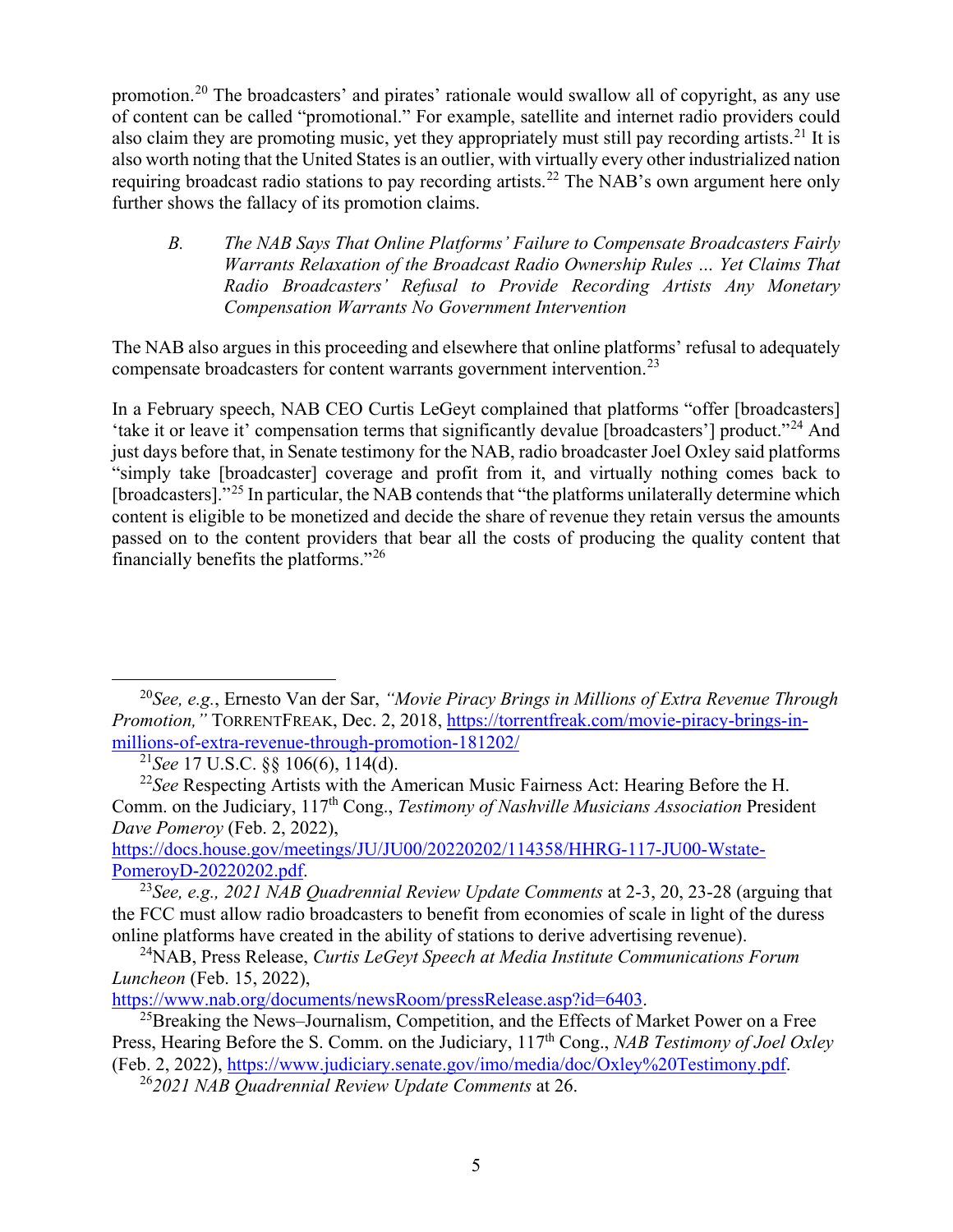promotion.[20] The broadcasters' and pirates' rationale would swallow all of copyright, as any use of content can be called "promotional." For example, satellite and internet radio providers could also claim they are promoting music, yet they appropriately must still pay recording artists.[21] It is also worth noting that the United States is an outlier, with virtually every other industrialized nation requiring broadcast radio stations to pay recording artists.[22] The NAB's own argument here only further shows the fallacy of its promotion claims.

### *B. The NAB Says That Online Platforms' Failure to Compensate Broadcasters Fairly Warrants Relaxation of the Broadcast Radio Ownership Rules … Yet Claims That Radio Broadcasters' Refusal to Provide Recording Artists Any Monetary Compensation Warrants No Government Intervention*

The NAB also argues in this proceeding and elsewhere that online platforms' refusal to adequately compensate broadcasters for content warrants government intervention.[23]

In a February speech, NAB CEO Curtis LeGeyt complained that platforms "offer [broadcasters] 'take it or leave it' compensation terms that significantly devalue [broadcasters'] product."[24] And just days before that, in Senate testimony for the NAB, radio broadcaster Joel Oxley said platforms "simply take [broadcaster] coverage and profit from it, and virtually nothing comes back to [broadcasters]."[25] In particular, the NAB contends that "the platforms unilaterally determine which content is eligible to be monetized and decide the share of revenue they retain versus the amounts passed on to the content providers that bear all the costs of producing the quality content that financially benefits the platforms."[26]

---

[20] *See, e.g.*, Ernesto Van der Sar, *"Movie Piracy Brings in Millions of Extra Revenue Through Promotion,"* TORRENTFREAK, Dec. 2, 2018, https://torrentfreak.com/movie-piracy-brings-in-millions-of-extra-revenue-through-promotion-181202/

[21] *See* 17 U.S.C. §§ 106(6), 114(d).

[22] *See* Respecting Artists with the American Music Fairness Act: Hearing Before the H. Comm. on the Judiciary, 117th Cong., *Testimony of Nashville Musicians Association* President *Dave Pomeroy* (Feb. 2, 2022), https://docs.house.gov/meetings/JU/JU00/20220202/114358/HHRG-117-JU00-Wstate-PomeroyD-20220202.pdf.

[23] *See, e.g., 2021 NAB Quadrennial Review Update Comments* at 2-3, 20, 23-28 (arguing that the FCC must allow radio broadcasters to benefit from economies of scale in light of the duress online platforms have created in the ability of stations to derive advertising revenue).

[24] NAB, Press Release, *Curtis LeGeyt Speech at Media Institute Communications Forum Luncheon* (Feb. 15, 2022), https://www.nab.org/documents/newsRoom/pressRelease.asp?id=6403.

[25] Breaking the News–Journalism, Competition, and the Effects of Market Power on a Free Press, Hearing Before the S. Comm. on the Judiciary, 117th Cong., *NAB Testimony of Joel Oxley* (Feb. 2, 2022), https://www.judiciary.senate.gov/imo/media/doc/Oxley%20Testimony.pdf.

[26] *2021 NAB Quadrennial Review Update Comments* at 26.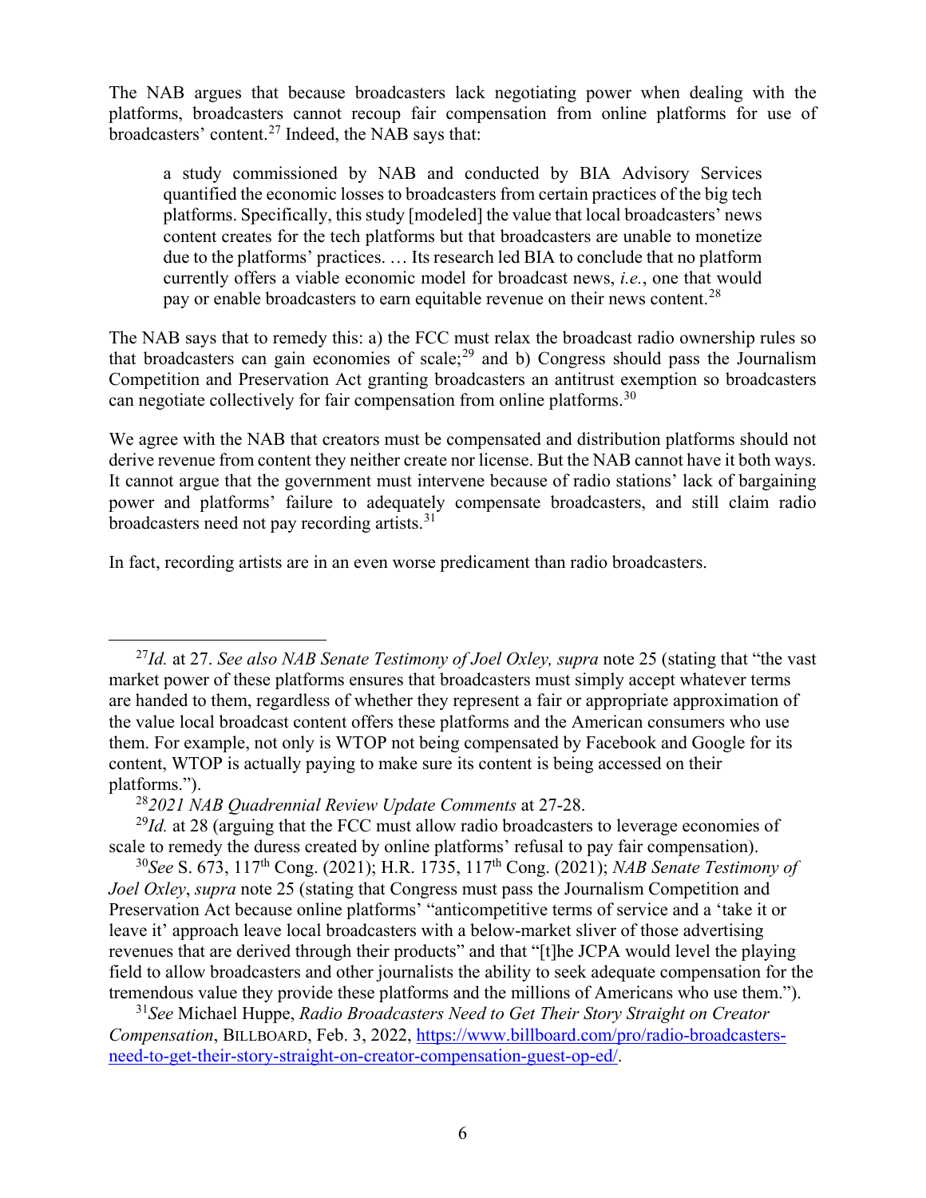The NAB argues that because broadcasters lack negotiating power when dealing with the platforms, broadcasters cannot recoup fair compensation from online platforms for use of broadcasters' content.[27] Indeed, the NAB says that:

> a study commissioned by NAB and conducted by BIA Advisory Services quantified the economic losses to broadcasters from certain practices of the big tech platforms. Specifically, this study [modeled] the value that local broadcasters' news content creates for the tech platforms but that broadcasters are unable to monetize due to the platforms' practices. … Its research led BIA to conclude that no platform currently offers a viable economic model for broadcast news, *i.e.*, one that would pay or enable broadcasters to earn equitable revenue on their news content.[28]

The NAB says that to remedy this: a) the FCC must relax the broadcast radio ownership rules so that broadcasters can gain economies of scale;[29] and b) Congress should pass the Journalism Competition and Preservation Act granting broadcasters an antitrust exemption so broadcasters can negotiate collectively for fair compensation from online platforms.[30]

We agree with the NAB that creators must be compensated and distribution platforms should not derive revenue from content they neither create nor license. But the NAB cannot have it both ways. It cannot argue that the government must intervene because of radio stations' lack of bargaining power and platforms' failure to adequately compensate broadcasters, and still claim radio broadcasters need not pay recording artists.[31]

In fact, recording artists are in an even worse predicament than radio broadcasters.

---

[27] *Id.* at 27. *See also NAB Senate Testimony of Joel Oxley, supra* note 25 (stating that "the vast market power of these platforms ensures that broadcasters must simply accept whatever terms are handed to them, regardless of whether they represent a fair or appropriate approximation of the value local broadcast content offers these platforms and the American consumers who use them. For example, not only is WTOP not being compensated by Facebook and Google for its content, WTOP is actually paying to make sure its content is being accessed on their platforms.").

[28] *2021 NAB Quadrennial Review Update Comments* at 27-28.

[29] *Id.* at 28 (arguing that the FCC must allow radio broadcasters to leverage economies of scale to remedy the duress created by online platforms' refusal to pay fair compensation).

[30] *See* S. 673, 117th Cong. (2021); H.R. 1735, 117th Cong. (2021); *NAB Senate Testimony of Joel Oxley*, *supra* note 25 (stating that Congress must pass the Journalism Competition and Preservation Act because online platforms' "anticompetitive terms of service and a 'take it or leave it' approach leave local broadcasters with a below-market sliver of those advertising revenues that are derived through their products" and that "[t]he JCPA would level the playing field to allow broadcasters and other journalists the ability to seek adequate compensation for the tremendous value they provide these platforms and the millions of Americans who use them.").

[31] *See* Michael Huppe, *Radio Broadcasters Need to Get Their Story Straight on Creator Compensation*, BILLBOARD, Feb. 3, 2022, https://www.billboard.com/pro/radio-broadcasters-need-to-get-their-story-straight-on-creator-compensation-guest-op-ed/.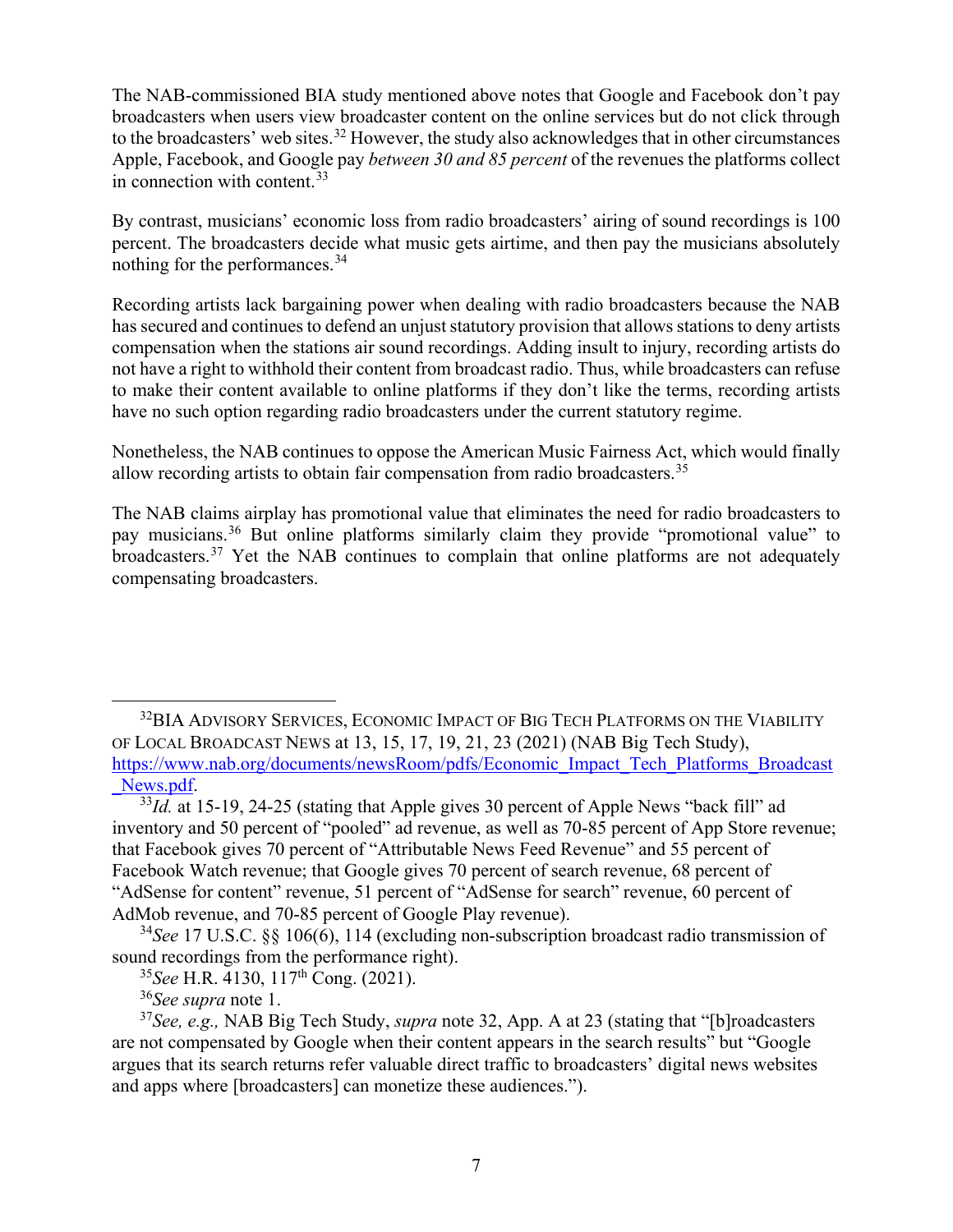The NAB-commissioned BIA study mentioned above notes that Google and Facebook don't pay broadcasters when users view broadcaster content on the online services but do not click through to the broadcasters' web sites.[32] However, the study also acknowledges that in other circumstances Apple, Facebook, and Google pay *between 30 and 85 percent* of the revenues the platforms collect in connection with content.[33]

By contrast, musicians' economic loss from radio broadcasters' airing of sound recordings is 100 percent. The broadcasters decide what music gets airtime, and then pay the musicians absolutely nothing for the performances.[34]

Recording artists lack bargaining power when dealing with radio broadcasters because the NAB has secured and continues to defend an unjust statutory provision that allows stations to deny artists compensation when the stations air sound recordings. Adding insult to injury, recording artists do not have a right to withhold their content from broadcast radio. Thus, while broadcasters can refuse to make their content available to online platforms if they don't like the terms, recording artists have no such option regarding radio broadcasters under the current statutory regime.

Nonetheless, the NAB continues to oppose the American Music Fairness Act, which would finally allow recording artists to obtain fair compensation from radio broadcasters.[35]

The NAB claims airplay has promotional value that eliminates the need for radio broadcasters to pay musicians.[36] But online platforms similarly claim they provide "promotional value" to broadcasters.[37] Yet the NAB continues to complain that online platforms are not adequately compensating broadcasters.

---

[32] BIA Advisory Services, Economic Impact of Big Tech Platforms on the Viability of Local Broadcast News at 13, 15, 17, 19, 21, 23 (2021) (NAB Big Tech Study), https://www.nab.org/documents/newsRoom/pdfs/Economic_Impact_Tech_Platforms_Broadcast_News.pdf.

[33] *Id.* at 15-19, 24-25 (stating that Apple gives 30 percent of Apple News "back fill" ad inventory and 50 percent of "pooled" ad revenue, as well as 70-85 percent of App Store revenue; that Facebook gives 70 percent of "Attributable News Feed Revenue" and 55 percent of Facebook Watch revenue; that Google gives 70 percent of search revenue, 68 percent of "AdSense for content" revenue, 51 percent of "AdSense for search" revenue, 60 percent of AdMob revenue, and 70-85 percent of Google Play revenue).

[34] *See* 17 U.S.C. §§ 106(6), 114 (excluding non-subscription broadcast radio transmission of sound recordings from the performance right).

[35] *See* H.R. 4130, 117th Cong. (2021).

[36] *See supra* note 1.

[37] *See, e.g.,* NAB Big Tech Study, *supra* note 32, App. A at 23 (stating that "[b]roadcasters are not compensated by Google when their content appears in the search results" but "Google argues that its search returns refer valuable direct traffic to broadcasters' digital news websites and apps where [broadcasters] can monetize these audiences.").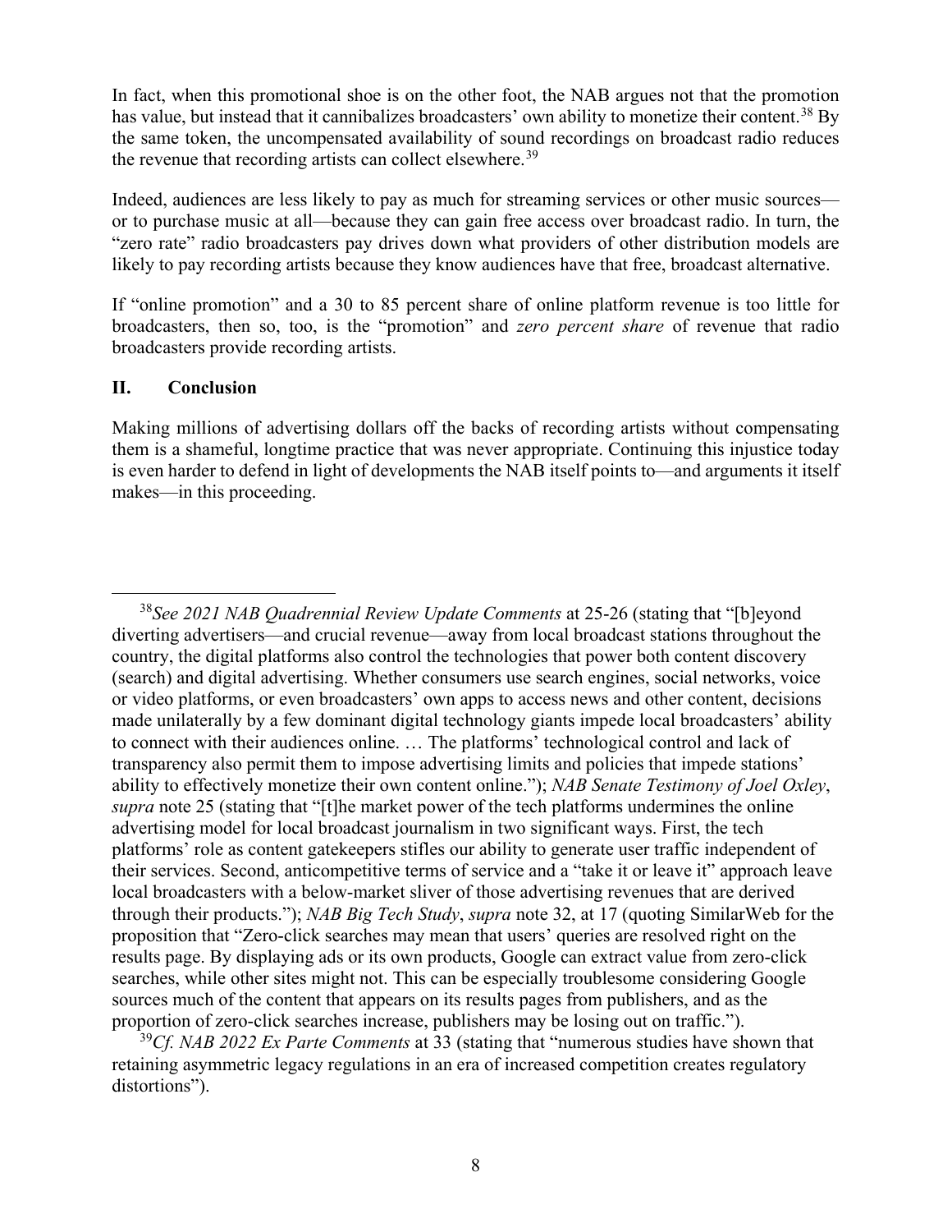In fact, when this promotional shoe is on the other foot, the NAB argues not that the promotion has value, but instead that it cannibalizes broadcasters' own ability to monetize their content.[38] By the same token, the uncompensated availability of sound recordings on broadcast radio reduces the revenue that recording artists can collect elsewhere.[39]

Indeed, audiences are less likely to pay as much for streaming services or other music sources—or to purchase music at all—because they can gain free access over broadcast radio. In turn, the "zero rate" radio broadcasters pay drives down what providers of other distribution models are likely to pay recording artists because they know audiences have that free, broadcast alternative.

If "online promotion" and a 30 to 85 percent share of online platform revenue is too little for broadcasters, then so, too, is the "promotion" and *zero percent share* of revenue that radio broadcasters provide recording artists.

## II. Conclusion

Making millions of advertising dollars off the backs of recording artists without compensating them is a shameful, longtime practice that was never appropriate. Continuing this injustice today is even harder to defend in light of developments the NAB itself points to—and arguments it itself makes—in this proceeding.

---

[38] *See 2021 NAB Quadrennial Review Update Comments* at 25-26 (stating that "[b]eyond diverting advertisers—and crucial revenue—away from local broadcast stations throughout the country, the digital platforms also control the technologies that power both content discovery (search) and digital advertising. Whether consumers use search engines, social networks, voice or video platforms, or even broadcasters' own apps to access news and other content, decisions made unilaterally by a few dominant digital technology giants impede local broadcasters' ability to connect with their audiences online. … The platforms' technological control and lack of transparency also permit them to impose advertising limits and policies that impede stations' ability to effectively monetize their own content online."); *NAB Senate Testimony of Joel Oxley*, *supra* note 25 (stating that "[t]he market power of the tech platforms undermines the online advertising model for local broadcast journalism in two significant ways. First, the tech platforms' role as content gatekeepers stifles our ability to generate user traffic independent of their services. Second, anticompetitive terms of service and a "take it or leave it" approach leave local broadcasters with a below-market sliver of those advertising revenues that are derived through their products."); *NAB Big Tech Study*, *supra* note 32, at 17 (quoting SimilarWeb for the proposition that "Zero-click searches may mean that users' queries are resolved right on the results page. By displaying ads or its own products, Google can extract value from zero-click searches, while other sites might not. This can be especially troublesome considering Google sources much of the content that appears on its results pages from publishers, and as the proportion of zero-click searches increase, publishers may be losing out on traffic.").

[39] *Cf. NAB 2022 Ex Parte Comments* at 33 (stating that "numerous studies have shown that retaining asymmetric legacy regulations in an era of increased competition creates regulatory distortions").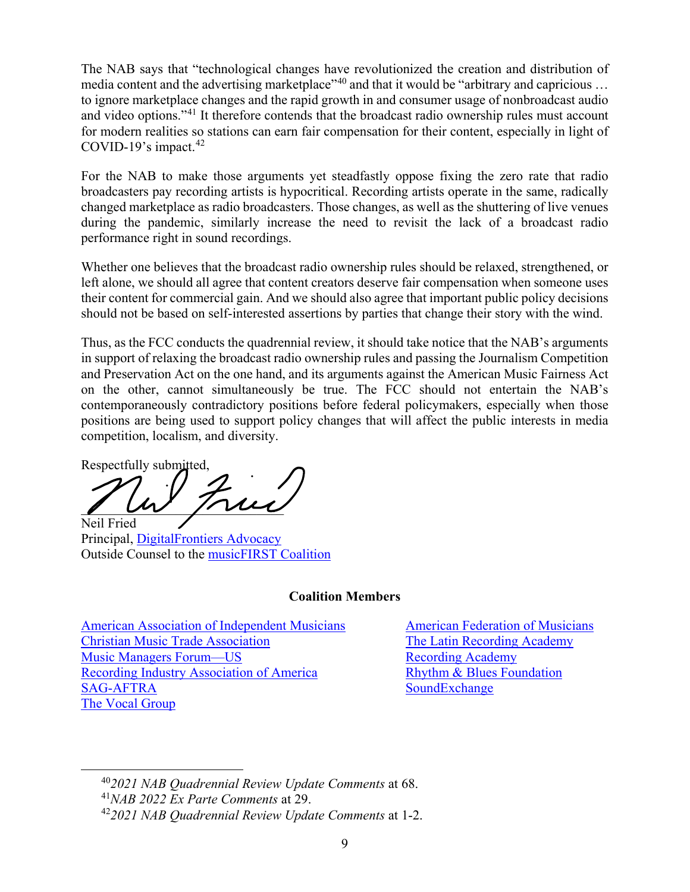The NAB says that "technological changes have revolutionized the creation and distribution of media content and the advertising marketplace"[40] and that it would be "arbitrary and capricious … to ignore marketplace changes and the rapid growth in and consumer usage of nonbroadcast audio and video options."[41] It therefore contends that the broadcast radio ownership rules must account for modern realities so stations can earn fair compensation for their content, especially in light of COVID-19's impact.[42]

For the NAB to make those arguments yet steadfastly oppose fixing the zero rate that radio broadcasters pay recording artists is hypocritical. Recording artists operate in the same, radically changed marketplace as radio broadcasters. Those changes, as well as the shuttering of live venues during the pandemic, similarly increase the need to revisit the lack of a broadcast radio performance right in sound recordings.

Whether one believes that the broadcast radio ownership rules should be relaxed, strengthened, or left alone, we should all agree that content creators deserve fair compensation when someone uses their content for commercial gain. And we should also agree that important public policy decisions should not be based on self-interested assertions by parties that change their story with the wind.

Thus, as the FCC conducts the quadrennial review, it should take notice that the NAB's arguments in support of relaxing the broadcast radio ownership rules and passing the Journalism Competition and Preservation Act on the one hand, and its arguments against the American Music Fairness Act on the other, cannot simultaneously be true. The FCC should not entertain the NAB's contemporaneously contradictory positions before federal policymakers, especially when those positions are being used to support policy changes that will affect the public interests in media competition, localism, and diversity.

Respectfully submitted,

Neil Fried
Principal, DigitalFrontiers Advocacy
Outside Counsel to the musicFIRST Coalition

**Coalition Members**

American Association of Independent Musicians
American Federation of Musicians
Christian Music Trade Association
The Latin Recording Academy
Music Managers Forum—US
Recording Academy
Recording Industry Association of America
Rhythm & Blues Foundation
SAG-AFTRA
SoundExchange
The Vocal Group

---

[40] *2021 NAB Quadrennial Review Update Comments* at 68.

[41] *NAB 2022 Ex Parte Comments* at 29.

[42] *2021 NAB Quadrennial Review Update Comments* at 1-2.